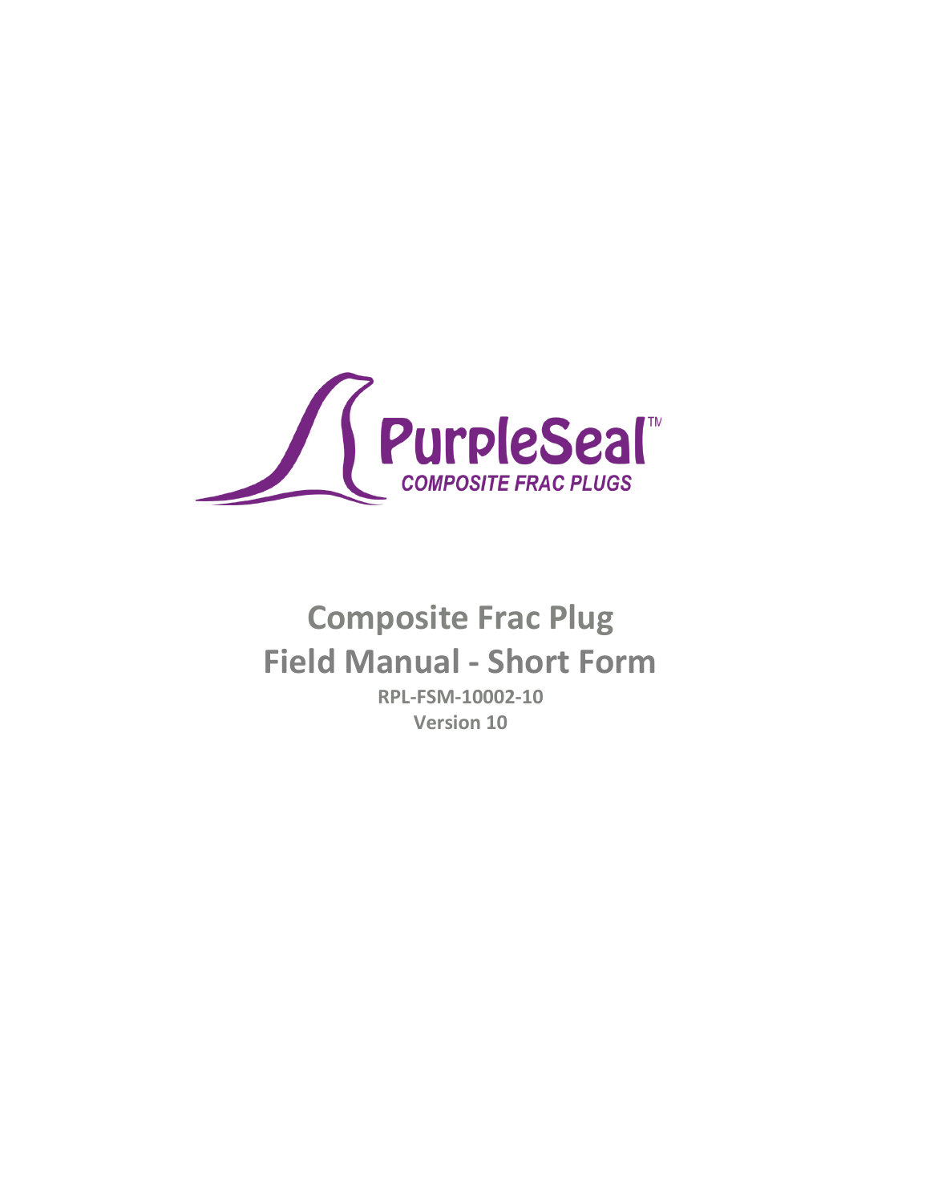PurpleSeal™

*COMPOSITE FRAC PLUGS*

# Composite Frac Plug Field Manual - Short Form

**RPL-FSM-10002-10**

**Version 10**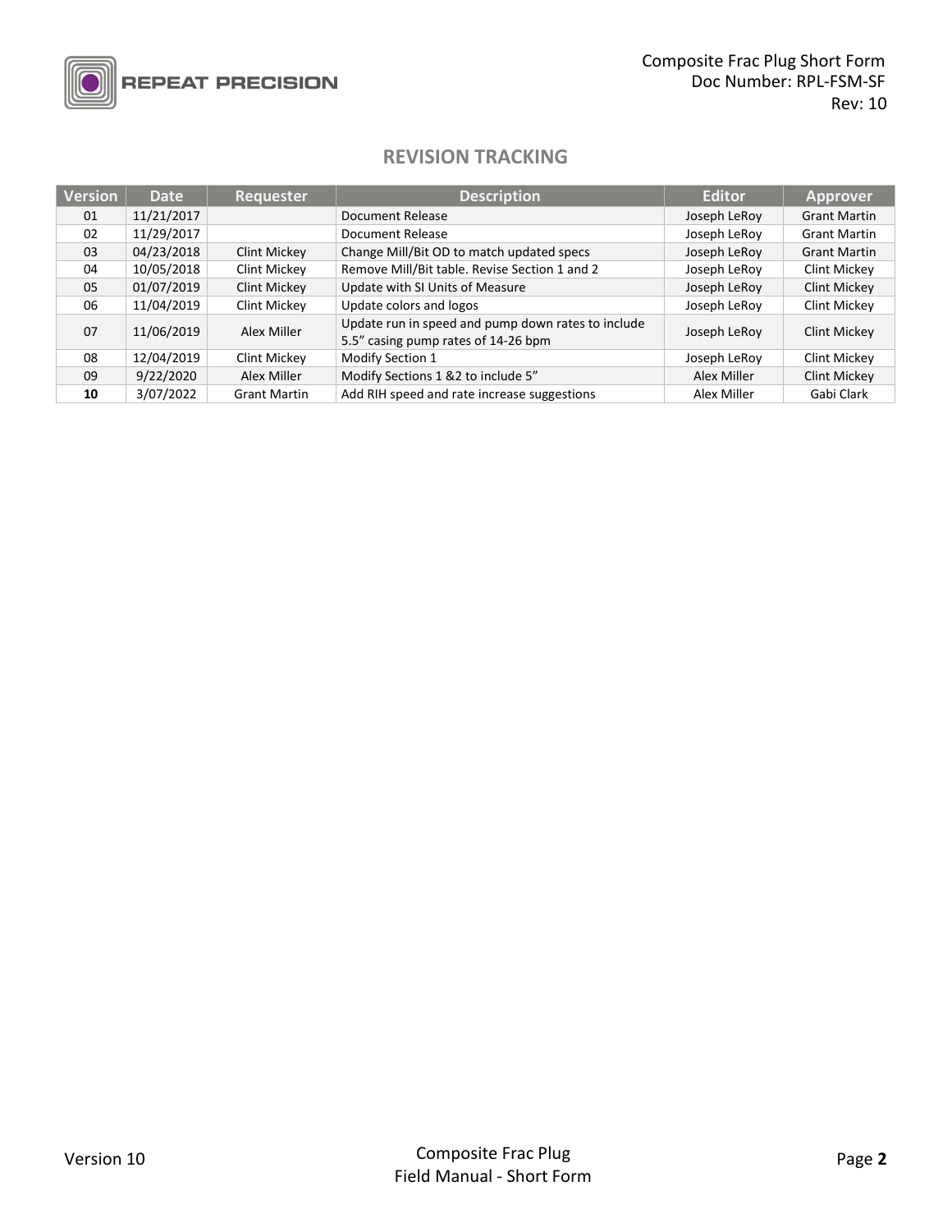## REVISION TRACKING

| Version | Date | Requester | Description | Editor | Approver |
|---|---|---|---|---|---|
| 01 | 11/21/2017 | | Document Release | Joseph LeRoy | Grant Martin |
| 02 | 11/29/2017 | | Document Release | Joseph LeRoy | Grant Martin |
| 03 | 04/23/2018 | Clint Mickey | Change Mill/Bit OD to match updated specs | Joseph LeRoy | Grant Martin |
| 04 | 10/05/2018 | Clint Mickey | Remove Mill/Bit table. Revise Section 1 and 2 | Joseph LeRoy | Clint Mickey |
| 05 | 01/07/2019 | Clint Mickey | Update with SI Units of Measure | Joseph LeRoy | Clint Mickey |
| 06 | 11/04/2019 | Clint Mickey | Update colors and logos | Joseph LeRoy | Clint Mickey |
| 07 | 11/06/2019 | Alex Miller | Update run in speed and pump down rates to include 5.5" casing pump rates of 14-26 bpm | Joseph LeRoy | Clint Mickey |
| 08 | 12/04/2019 | Clint Mickey | Modify Section 1 | Joseph LeRoy | Clint Mickey |
| 09 | 9/22/2020 | Alex Miller | Modify Sections 1 &2 to include 5" | Alex Miller | Clint Mickey |
| **10** | 3/07/2022 | Grant Martin | Add RIH speed and rate increase suggestions | Alex Miller | Gabi Clark |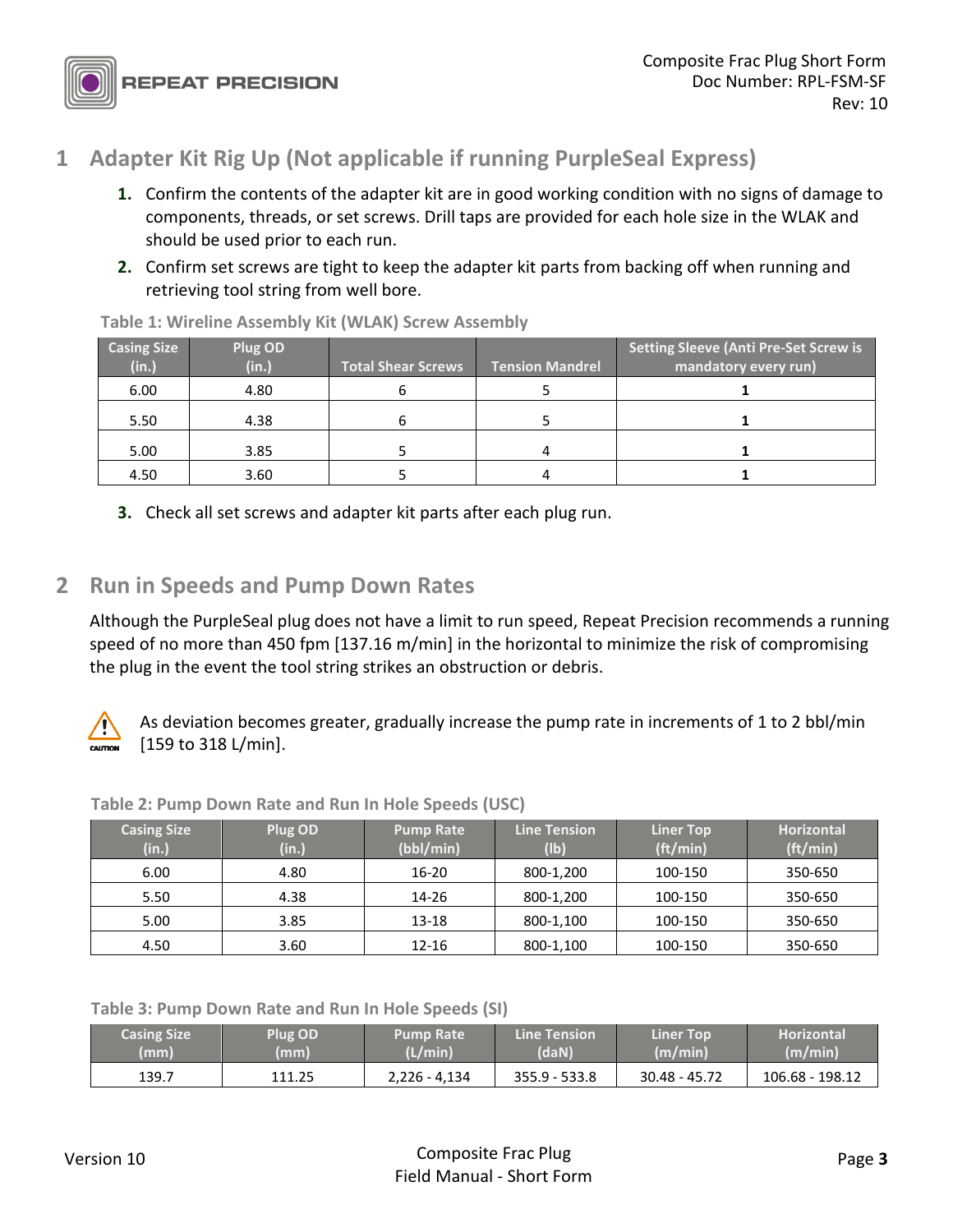# 1 Adapter Kit Rig Up (Not applicable if running PurpleSeal Express)

1. Confirm the contents of the adapter kit are in good working condition with no signs of damage to components, threads, or set screws. Drill taps are provided for each hole size in the WLAK and should be used prior to each run.
2. Confirm set screws are tight to keep the adapter kit parts from backing off when running and retrieving tool string from well bore.

**Table 1: Wireline Assembly Kit (WLAK) Screw Assembly**

| Casing Size (in.) | Plug OD (in.) | Total Shear Screws | Tension Mandrel | Setting Sleeve (Anti Pre-Set Screw is mandatory every run) |
|---|---|---|---|---|
| 6.00 | 4.80 | 6 | 5 | **1** |
| 5.50 | 4.38 | 6 | 5 | **1** |
| 5.00 | 3.85 | 5 | 4 | **1** |
| 4.50 | 3.60 | 5 | 4 | **1** |

3. Check all set screws and adapter kit parts after each plug run.

# 2 Run in Speeds and Pump Down Rates

Although the PurpleSeal plug does not have a limit to run speed, Repeat Precision recommends a running speed of no more than 450 fpm [137.16 m/min] in the horizontal to minimize the risk of compromising the plug in the event the tool string strikes an obstruction or debris.

CAUTION: As deviation becomes greater, gradually increase the pump rate in increments of 1 to 2 bbl/min [159 to 318 L/min].

**Table 2: Pump Down Rate and Run In Hole Speeds (USC)**

| Casing Size (in.) | Plug OD (in.) | Pump Rate (bbl/min) | Line Tension (lb) | Liner Top (ft/min) | Horizontal (ft/min) |
|---|---|---|---|---|---|
| 6.00 | 4.80 | 16-20 | 800-1,200 | 100-150 | 350-650 |
| 5.50 | 4.38 | 14-26 | 800-1,200 | 100-150 | 350-650 |
| 5.00 | 3.85 | 13-18 | 800-1,100 | 100-150 | 350-650 |
| 4.50 | 3.60 | 12-16 | 800-1,100 | 100-150 | 350-650 |

**Table 3: Pump Down Rate and Run In Hole Speeds (SI)**

| Casing Size (mm) | Plug OD (mm) | Pump Rate (L/min) | Line Tension (daN) | Liner Top (m/min) | Horizontal (m/min) |
|---|---|---|---|---|---|
| 139.7 | 111.25 | 2,226 - 4,134 | 355.9 - 533.8 | 30.48 - 45.72 | 106.68 - 198.12 |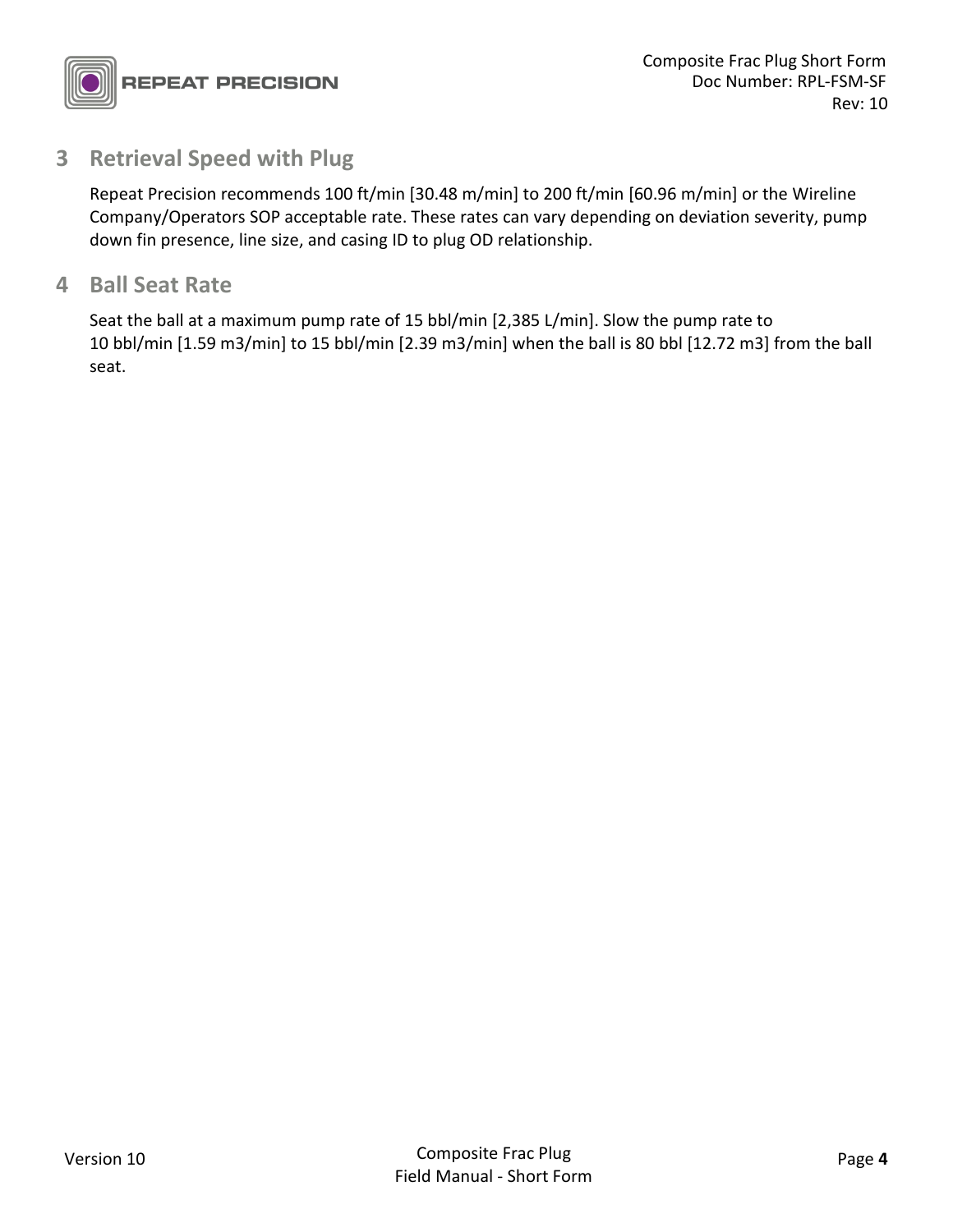## 3 Retrieval Speed with Plug

Repeat Precision recommends 100 ft/min [30.48 m/min] to 200 ft/min [60.96 m/min] or the Wireline Company/Operators SOP acceptable rate. These rates can vary depending on deviation severity, pump down fin presence, line size, and casing ID to plug OD relationship.

## 4 Ball Seat Rate

Seat the ball at a maximum pump rate of 15 bbl/min [2,385 L/min]. Slow the pump rate to 10 bbl/min [1.59 m3/min] to 15 bbl/min [2.39 m3/min] when the ball is 80 bbl [12.72 m3] from the ball seat.